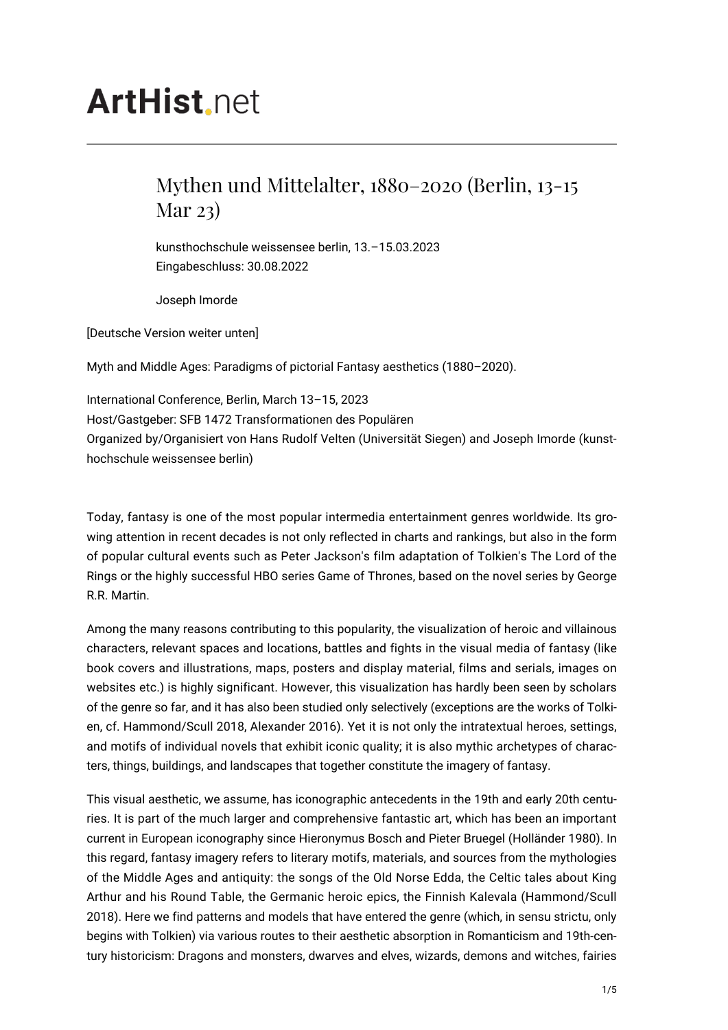# ArtHist.net

## Mythen und Mittelalter, 1880–2020 (Berlin, 13-15 Mar 23)

kunsthochschule weissensee berlin, 13.–15.03.2023
Eingabeschluss: 30.08.2022

Joseph Imorde

[Deutsche Version weiter unten]

Myth and Middle Ages: Paradigms of pictorial Fantasy aesthetics (1880–2020).

International Conference, Berlin, March 13–15, 2023
Host/Gastgeber: SFB 1472 Transformationen des Populären
Organized by/Organisiert von Hans Rudolf Velten (Universität Siegen) and Joseph Imorde (kunsthochschule weissensee berlin)

Today, fantasy is one of the most popular intermedia entertainment genres worldwide. Its growing attention in recent decades is not only reflected in charts and rankings, but also in the form of popular cultural events such as Peter Jackson's film adaptation of Tolkien's The Lord of the Rings or the highly successful HBO series Game of Thrones, based on the novel series by George R.R. Martin.

Among the many reasons contributing to this popularity, the visualization of heroic and villainous characters, relevant spaces and locations, battles and fights in the visual media of fantasy (like book covers and illustrations, maps, posters and display material, films and serials, images on websites etc.) is highly significant. However, this visualization has hardly been seen by scholars of the genre so far, and it has also been studied only selectively (exceptions are the works of Tolkien, cf. Hammond/Scull 2018, Alexander 2016). Yet it is not only the intratextual heroes, settings, and motifs of individual novels that exhibit iconic quality; it is also mythic archetypes of characters, things, buildings, and landscapes that together constitute the imagery of fantasy.

This visual aesthetic, we assume, has iconographic antecedents in the 19th and early 20th centuries. It is part of the much larger and comprehensive fantastic art, which has been an important current in European iconography since Hieronymus Bosch and Pieter Bruegel (Holländer 1980). In this regard, fantasy imagery refers to literary motifs, materials, and sources from the mythologies of the Middle Ages and antiquity: the songs of the Old Norse Edda, the Celtic tales about King Arthur and his Round Table, the Germanic heroic epics, the Finnish Kalevala (Hammond/Scull 2018). Here we find patterns and models that have entered the genre (which, in sensu strictu, only begins with Tolkien) via various routes to their aesthetic absorption in Romanticism and 19th-century historicism: Dragons and monsters, dwarves and elves, wizards, demons and witches, fairies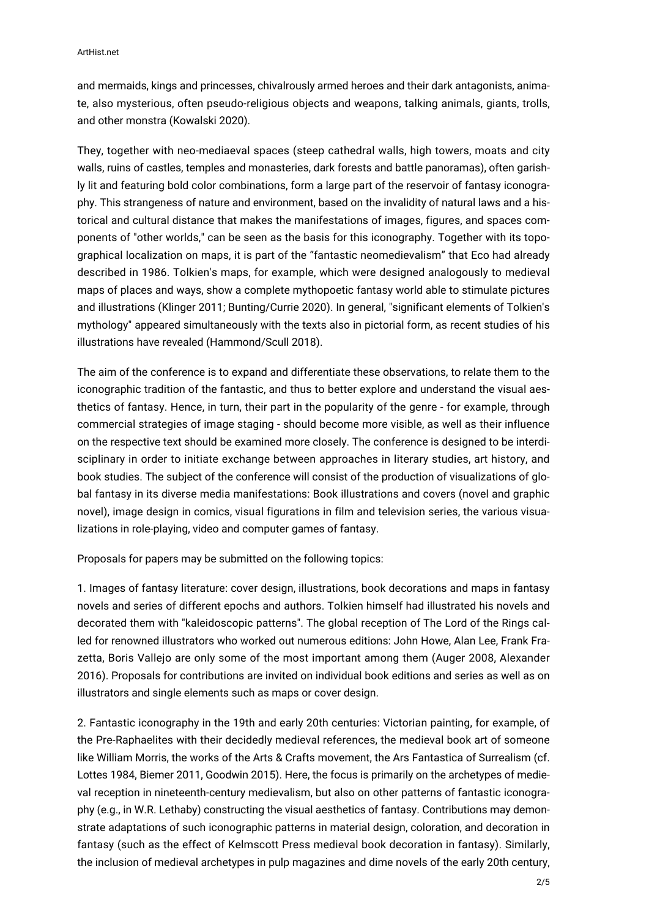and mermaids, kings and princesses, chivalrously armed heroes and their dark antagonists, animate, also mysterious, often pseudo-religious objects and weapons, talking animals, giants, trolls, and other monstra (Kowalski 2020).

They, together with neo-mediaeval spaces (steep cathedral walls, high towers, moats and city walls, ruins of castles, temples and monasteries, dark forests and battle panoramas), often garishly lit and featuring bold color combinations, form a large part of the reservoir of fantasy iconography. This strangeness of nature and environment, based on the invalidity of natural laws and a historical and cultural distance that makes the manifestations of images, figures, and spaces components of "other worlds," can be seen as the basis for this iconography. Together with its topographical localization on maps, it is part of the “fantastic neomedievalism” that Eco had already described in 1986. Tolkien's maps, for example, which were designed analogously to medieval maps of places and ways, show a complete mythopoetic fantasy world able to stimulate pictures and illustrations (Klinger 2011; Bunting/Currie 2020). In general, "significant elements of Tolkien's mythology" appeared simultaneously with the texts also in pictorial form, as recent studies of his illustrations have revealed (Hammond/Scull 2018).

The aim of the conference is to expand and differentiate these observations, to relate them to the iconographic tradition of the fantastic, and thus to better explore and understand the visual aesthetics of fantasy. Hence, in turn, their part in the popularity of the genre - for example, through commercial strategies of image staging - should become more visible, as well as their influence on the respective text should be examined more closely. The conference is designed to be interdisciplinary in order to initiate exchange between approaches in literary studies, art history, and book studies. The subject of the conference will consist of the production of visualizations of global fantasy in its diverse media manifestations: Book illustrations and covers (novel and graphic novel), image design in comics, visual figurations in film and television series, the various visualizations in role-playing, video and computer games of fantasy.

Proposals for papers may be submitted on the following topics:

1. Images of fantasy literature: cover design, illustrations, book decorations and maps in fantasy novels and series of different epochs and authors. Tolkien himself had illustrated his novels and decorated them with "kaleidoscopic patterns". The global reception of The Lord of the Rings called for renowned illustrators who worked out numerous editions: John Howe, Alan Lee, Frank Frazetta, Boris Vallejo are only some of the most important among them (Auger 2008, Alexander 2016). Proposals for contributions are invited on individual book editions and series as well as on illustrators and single elements such as maps or cover design.

2. Fantastic iconography in the 19th and early 20th centuries: Victorian painting, for example, of the Pre-Raphaelites with their decidedly medieval references, the medieval book art of someone like William Morris, the works of the Arts & Crafts movement, the Ars Fantastica of Surrealism (cf. Lottes 1984, Biemer 2011, Goodwin 2015). Here, the focus is primarily on the archetypes of medieval reception in nineteenth-century medievalism, but also on other patterns of fantastic iconography (e.g., in W.R. Lethaby) constructing the visual aesthetics of fantasy. Contributions may demonstrate adaptations of such iconographic patterns in material design, coloration, and decoration in fantasy (such as the effect of Kelmscott Press medieval book decoration in fantasy). Similarly, the inclusion of medieval archetypes in pulp magazines and dime novels of the early 20th century,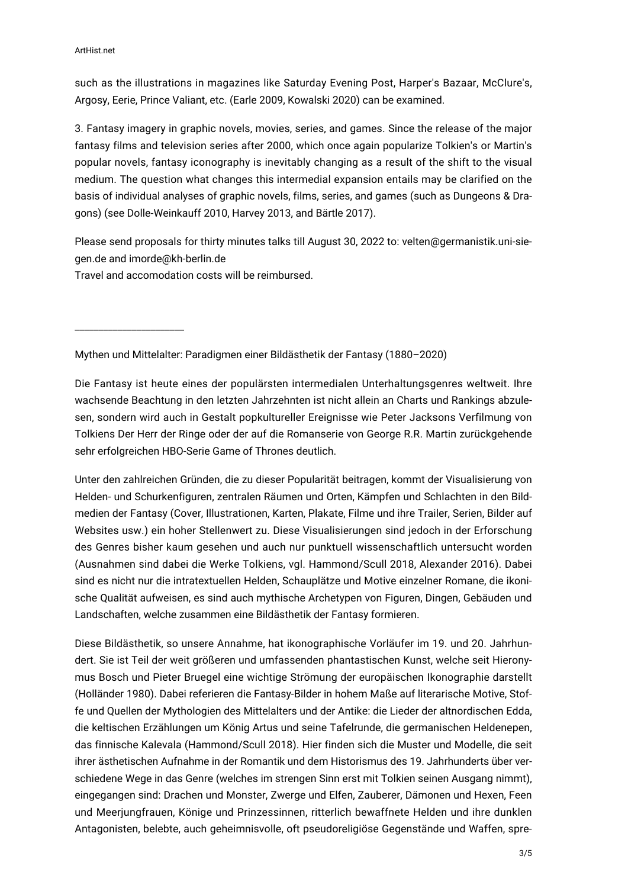such as the illustrations in magazines like Saturday Evening Post, Harper's Bazaar, McClure's, Argosy, Eerie, Prince Valiant, etc. (Earle 2009, Kowalski 2020) can be examined.

3. Fantasy imagery in graphic novels, movies, series, and games. Since the release of the major fantasy films and television series after 2000, which once again popularize Tolkien's or Martin's popular novels, fantasy iconography is inevitably changing as a result of the shift to the visual medium. The question what changes this intermedial expansion entails may be clarified on the basis of individual analyses of graphic novels, films, series, and games (such as Dungeons & Dragons) (see Dolle-Weinkauff 2010, Harvey 2013, and Bärtle 2017).

Please send proposals for thirty minutes talks till August 30, 2022 to: velten@germanistik.uni-siegen.de and imorde@kh-berlin.de
Travel and accomodation costs will be reimbursed.

---

Mythen und Mittelalter: Paradigmen einer Bildästhetik der Fantasy (1880–2020)

Die Fantasy ist heute eines der populärsten intermedialen Unterhaltungsgenres weltweit. Ihre wachsende Beachtung in den letzten Jahrzehnten ist nicht allein an Charts und Rankings abzulesen, sondern wird auch in Gestalt popkultureller Ereignisse wie Peter Jacksons Verfilmung von Tolkiens Der Herr der Ringe oder der auf die Romanserie von George R.R. Martin zurückgehende sehr erfolgreichen HBO-Serie Game of Thrones deutlich.

Unter den zahlreichen Gründen, die zu dieser Popularität beitragen, kommt der Visualisierung von Helden- und Schurkenfiguren, zentralen Räumen und Orten, Kämpfen und Schlachten in den Bildmedien der Fantasy (Cover, Illustrationen, Karten, Plakate, Filme und ihre Trailer, Serien, Bilder auf Websites usw.) ein hoher Stellenwert zu. Diese Visualisierungen sind jedoch in der Erforschung des Genres bisher kaum gesehen und auch nur punktuell wissenschaftlich untersucht worden (Ausnahmen sind dabei die Werke Tolkiens, vgl. Hammond/Scull 2018, Alexander 2016). Dabei sind es nicht nur die intratextuellen Helden, Schauplätze und Motive einzelner Romane, die ikonische Qualität aufweisen, es sind auch mythische Archetypen von Figuren, Dingen, Gebäuden und Landschaften, welche zusammen eine Bildästhetik der Fantasy formieren.

Diese Bildästhetik, so unsere Annahme, hat ikonographische Vorläufer im 19. und 20. Jahrhundert. Sie ist Teil der weit größeren und umfassenden phantastischen Kunst, welche seit Hieronymus Bosch und Pieter Bruegel eine wichtige Strömung der europäischen Ikonographie darstellt (Holländer 1980). Dabei referieren die Fantasy-Bilder in hohem Maße auf literarische Motive, Stoffe und Quellen der Mythologien des Mittelalters und der Antike: die Lieder der altnordischen Edda, die keltischen Erzählungen um König Artus und seine Tafelrunde, die germanischen Heldenepen, das finnische Kalevala (Hammond/Scull 2018). Hier finden sich die Muster und Modelle, die seit ihrer ästhetischen Aufnahme in der Romantik und dem Historismus des 19. Jahrhunderts über verschiedene Wege in das Genre (welches im strengen Sinn erst mit Tolkien seinen Ausgang nimmt), eingegangen sind: Drachen und Monster, Zwerge und Elfen, Zauberer, Dämonen und Hexen, Feen und Meerjungfrauen, Könige und Prinzessinnen, ritterlich bewaffnete Helden und ihre dunklen Antagonisten, belebte, auch geheimnisvolle, oft pseudoreligiöse Gegenstände und Waffen, spre-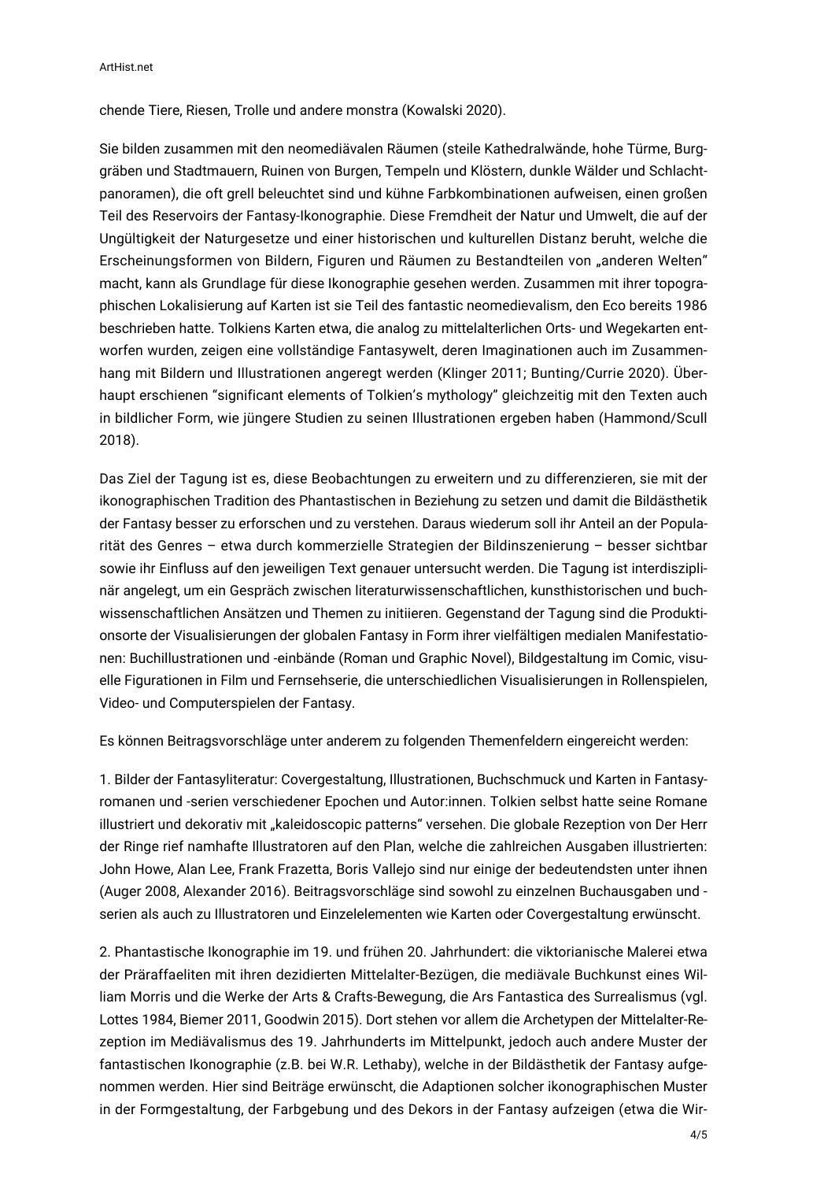chende Tiere, Riesen, Trolle und andere monstra (Kowalski 2020).

Sie bilden zusammen mit den neomediävalen Räumen (steile Kathedralwände, hohe Türme, Burggräben und Stadtmauern, Ruinen von Burgen, Tempeln und Klöstern, dunkle Wälder und Schlachtpanoramen), die oft grell beleuchtet sind und kühne Farbkombinationen aufweisen, einen großen Teil des Reservoirs der Fantasy-Ikonographie. Diese Fremdheit der Natur und Umwelt, die auf der Ungültigkeit der Naturgesetze und einer historischen und kulturellen Distanz beruht, welche die Erscheinungsformen von Bildern, Figuren und Räumen zu Bestandteilen von „anderen Welten" macht, kann als Grundlage für diese Ikonographie gesehen werden. Zusammen mit ihrer topographischen Lokalisierung auf Karten ist sie Teil des fantastic neomedievalism, den Eco bereits 1986 beschrieben hatte. Tolkiens Karten etwa, die analog zu mittelalterlichen Orts- und Wegekarten entworfen wurden, zeigen eine vollständige Fantasywelt, deren Imaginationen auch im Zusammenhang mit Bildern und Illustrationen angeregt werden (Klinger 2011; Bunting/Currie 2020). Überhaupt erschienen "significant elements of Tolkien's mythology" gleichzeitig mit den Texten auch in bildlicher Form, wie jüngere Studien zu seinen Illustrationen ergeben haben (Hammond/Scull 2018).

Das Ziel der Tagung ist es, diese Beobachtungen zu erweitern und zu differenzieren, sie mit der ikonographischen Tradition des Phantastischen in Beziehung zu setzen und damit die Bildästhetik der Fantasy besser zu erforschen und zu verstehen. Daraus wiederum soll ihr Anteil an der Popularität des Genres – etwa durch kommerzielle Strategien der Bildinszenierung – besser sichtbar sowie ihr Einfluss auf den jeweiligen Text genauer untersucht werden. Die Tagung ist interdisziplinär angelegt, um ein Gespräch zwischen literaturwissenschaftlichen, kunsthistorischen und buchwissenschaftlichen Ansätzen und Themen zu initiieren. Gegenstand der Tagung sind die Produktionsorte der Visualisierungen der globalen Fantasy in Form ihrer vielfältigen medialen Manifestationen: Buchillustrationen und -einbände (Roman und Graphic Novel), Bildgestaltung im Comic, visuelle Figurationen in Film und Fernsehserie, die unterschiedlichen Visualisierungen in Rollenspielen, Video- und Computerspielen der Fantasy.

Es können Beitragsvorschläge unter anderem zu folgenden Themenfeldern eingereicht werden:

1. Bilder der Fantasyliteratur: Covergestaltung, Illustrationen, Buchschmuck und Karten in Fantasyromanen und -serien verschiedener Epochen und Autor:innen. Tolkien selbst hatte seine Romane illustriert und dekorativ mit „kaleidoscopic patterns" versehen. Die globale Rezeption von Der Herr der Ringe rief namhafte Illustratoren auf den Plan, welche die zahlreichen Ausgaben illustrierten: John Howe, Alan Lee, Frank Frazetta, Boris Vallejo sind nur einige der bedeutendsten unter ihnen (Auger 2008, Alexander 2016). Beitragsvorschläge sind sowohl zu einzelnen Buchausgaben und -serien als auch zu Illustratoren und Einzelelementen wie Karten oder Covergestaltung erwünscht.

2. Phantastische Ikonographie im 19. und frühen 20. Jahrhundert: die viktorianische Malerei etwa der Präraffaeliten mit ihren dezidierten Mittelalter-Bezügen, die mediävale Buchkunst eines William Morris und die Werke der Arts & Crafts-Bewegung, die Ars Fantastica des Surrealismus (vgl. Lottes 1984, Biemer 2011, Goodwin 2015). Dort stehen vor allem die Archetypen der Mittelalter-Rezeption im Mediävalismus des 19. Jahrhunderts im Mittelpunkt, jedoch auch andere Muster der fantastischen Ikonographie (z.B. bei W.R. Lethaby), welche in der Bildästhetik der Fantasy aufgenommen werden. Hier sind Beiträge erwünscht, die Adaptionen solcher ikonographischen Muster in der Formgestaltung, der Farbgebung und des Dekors in der Fantasy aufzeigen (etwa die Wir-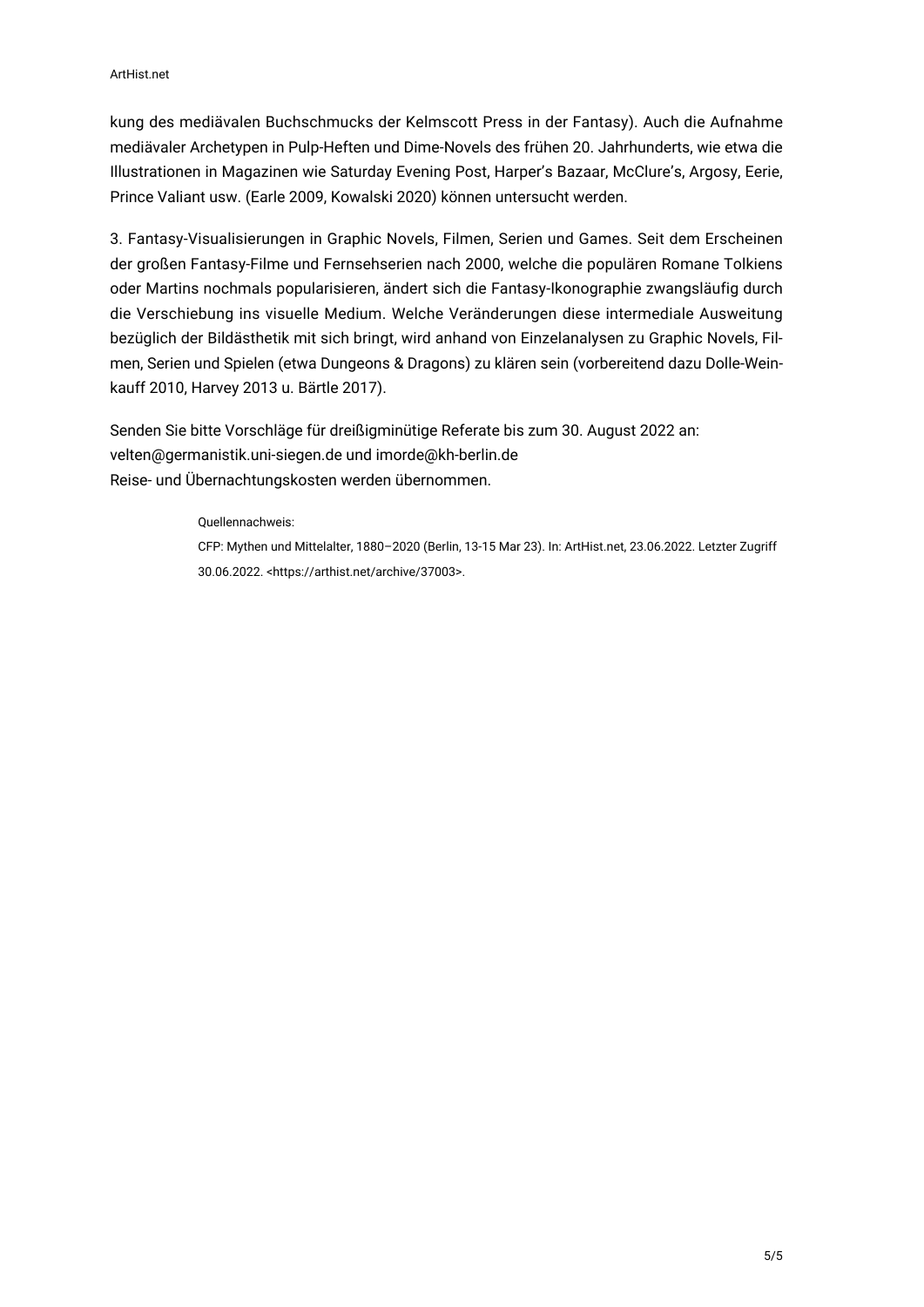kung des mediävalen Buchschmucks der Kelmscott Press in der Fantasy). Auch die Aufnahme mediävaler Archetypen in Pulp-Heften und Dime-Novels des frühen 20. Jahrhunderts, wie etwa die Illustrationen in Magazinen wie Saturday Evening Post, Harper's Bazaar, McClure's, Argosy, Eerie, Prince Valiant usw. (Earle 2009, Kowalski 2020) können untersucht werden.

3. Fantasy-Visualisierungen in Graphic Novels, Filmen, Serien und Games. Seit dem Erscheinen der großen Fantasy-Filme und Fernsehserien nach 2000, welche die populären Romane Tolkiens oder Martins nochmals popularisieren, ändert sich die Fantasy-Ikonographie zwangsläufig durch die Verschiebung ins visuelle Medium. Welche Veränderungen diese intermediale Ausweitung bezüglich der Bildästhetik mit sich bringt, wird anhand von Einzelanalysen zu Graphic Novels, Filmen, Serien und Spielen (etwa Dungeons & Dragons) zu klären sein (vorbereitend dazu Dolle-Weinkauff 2010, Harvey 2013 u. Bärtle 2017).

Senden Sie bitte Vorschläge für dreißigminütige Referate bis zum 30. August 2022 an:
velten@germanistik.uni-siegen.de und imorde@kh-berlin.de
Reise- und Übernachtungskosten werden übernommen.

Quellennachweis:
CFP: Mythen und Mittelalter, 1880–2020 (Berlin, 13-15 Mar 23). In: ArtHist.net, 23.06.2022. Letzter Zugriff 30.06.2022. <https://arthist.net/archive/37003>.